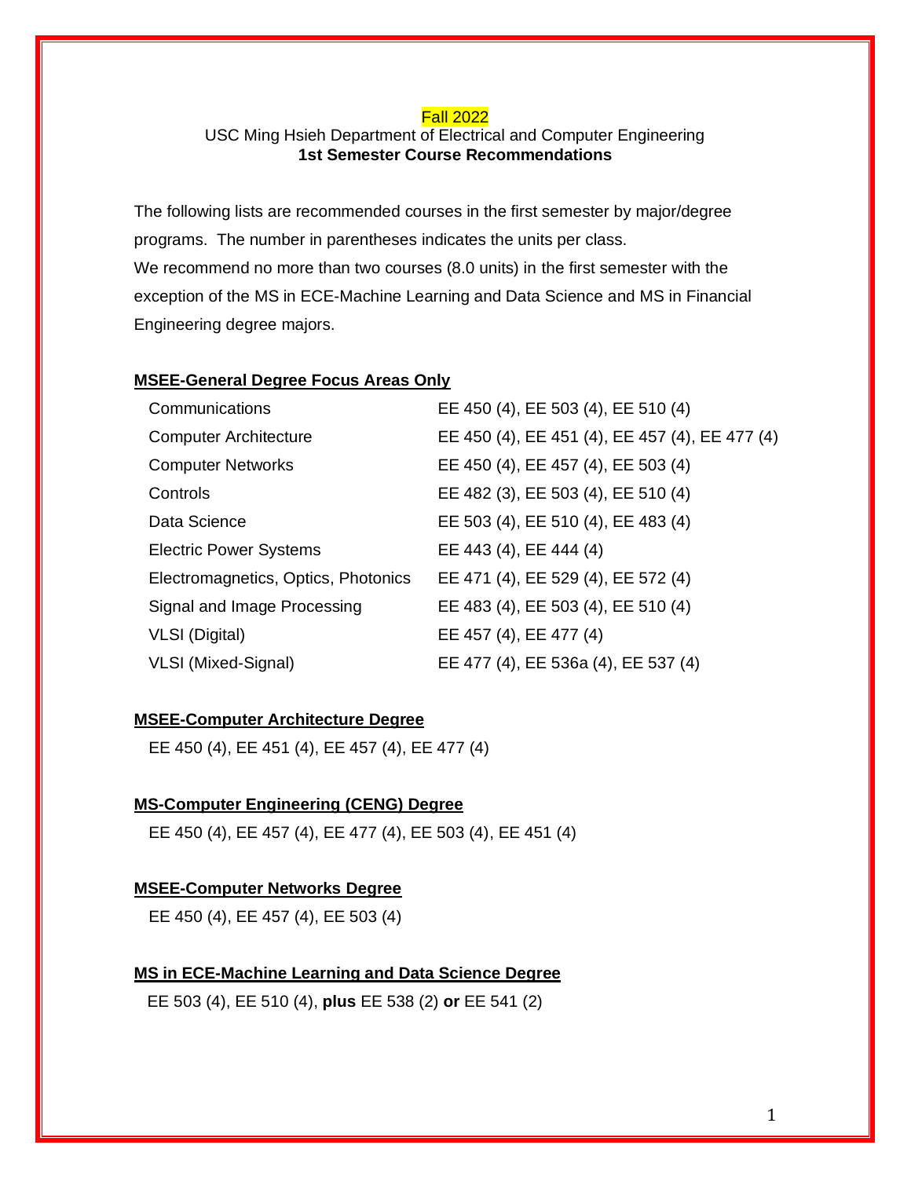Fall 2022

USC Ming Hsieh Department of Electrical and Computer Engineering

**1st Semester Course Recommendations**

The following lists are recommended courses in the first semester by major/degree programs. The number in parentheses indicates the units per class.
We recommend no more than two courses (8.0 units) in the first semester with the exception of the MS in ECE-Machine Learning and Data Science and MS in Financial Engineering degree majors.

## MSEE-General Degree Focus Areas Only

| | |
|---|---|
| Communications | EE 450 (4), EE 503 (4), EE 510 (4) |
| Computer Architecture | EE 450 (4), EE 451 (4), EE 457 (4), EE 477 (4) |
| Computer Networks | EE 450 (4), EE 457 (4), EE 503 (4) |
| Controls | EE 482 (3), EE 503 (4), EE 510 (4) |
| Data Science | EE 503 (4), EE 510 (4), EE 483 (4) |
| Electric Power Systems | EE 443 (4), EE 444 (4) |
| Electromagnetics, Optics, Photonics | EE 471 (4), EE 529 (4), EE 572 (4) |
| Signal and Image Processing | EE 483 (4), EE 503 (4), EE 510 (4) |
| VLSI (Digital) | EE 457 (4), EE 477 (4) |
| VLSI (Mixed-Signal) | EE 477 (4), EE 536a (4), EE 537 (4) |

## MSEE-Computer Architecture Degree

EE 450 (4), EE 451 (4), EE 457 (4), EE 477 (4)

## MS-Computer Engineering (CENG) Degree

EE 450 (4), EE 457 (4), EE 477 (4), EE 503 (4), EE 451 (4)

## MSEE-Computer Networks Degree

EE 450 (4), EE 457 (4), EE 503 (4)

## MS in ECE-Machine Learning and Data Science Degree

EE 503 (4), EE 510 (4), **plus** EE 538 (2) **or** EE 541 (2)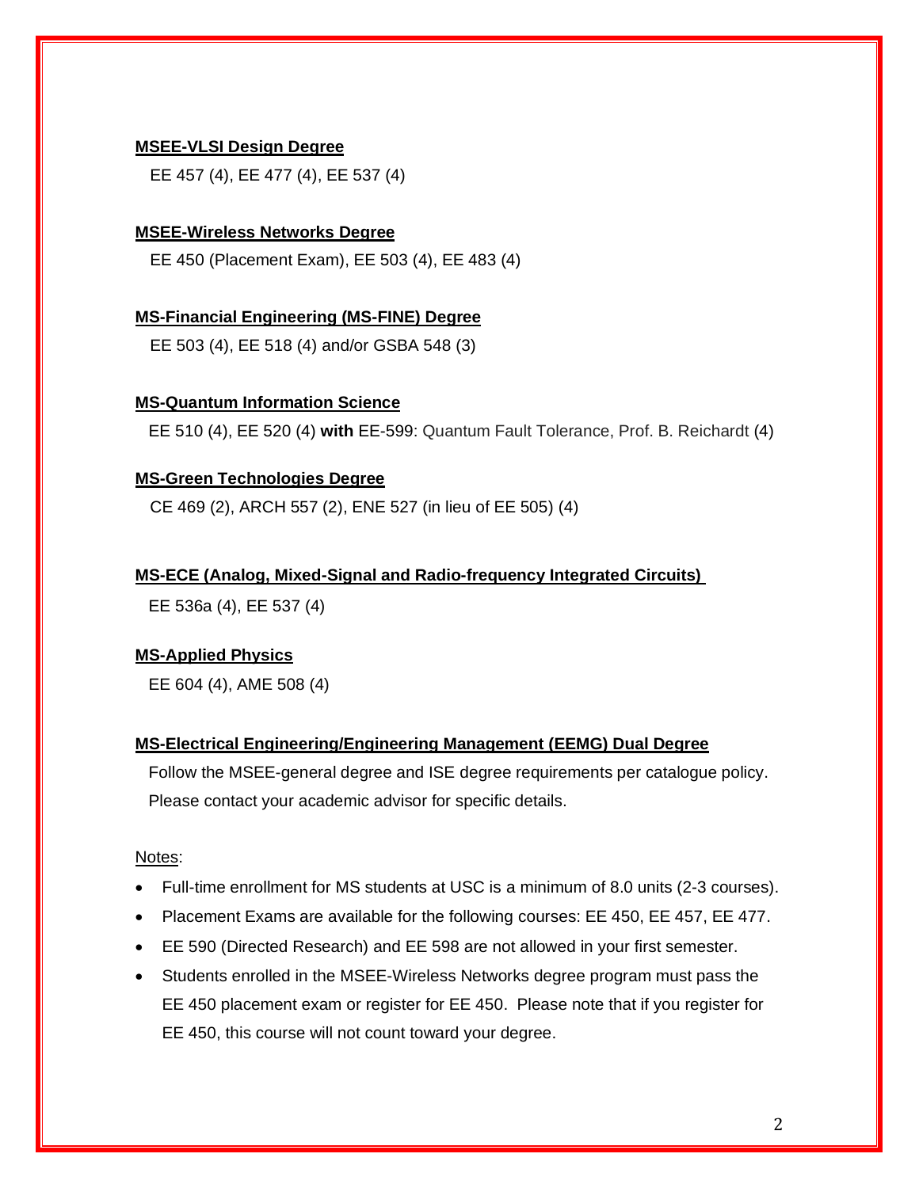**MSEE-VLSI Design Degree**

EE 457 (4), EE 477 (4), EE 537 (4)

**MSEE-Wireless Networks Degree**

EE 450 (Placement Exam), EE 503 (4), EE 483 (4)

**MS-Financial Engineering (MS-FINE) Degree**

EE 503 (4), EE 518 (4) and/or GSBA 548 (3)

**MS-Quantum Information Science**

EE 510 (4), EE 520 (4) **with** EE-599: Quantum Fault Tolerance, Prof. B. Reichardt (4)

**MS-Green Technologies Degree**

CE 469 (2), ARCH 557 (2), ENE 527 (in lieu of EE 505) (4)

**MS-ECE (Analog, Mixed-Signal and Radio-frequency Integrated Circuits)**

EE 536a (4), EE 537 (4)

**MS-Applied Physics**

EE 604 (4), AME 508 (4)

**MS-Electrical Engineering/Engineering Management (EEMG) Dual Degree**

Follow the MSEE-general degree and ISE degree requirements per catalogue policy. Please contact your academic advisor for specific details.

Notes:

- Full-time enrollment for MS students at USC is a minimum of 8.0 units (2-3 courses).
- Placement Exams are available for the following courses: EE 450, EE 457, EE 477.
- EE 590 (Directed Research) and EE 598 are not allowed in your first semester.
- Students enrolled in the MSEE-Wireless Networks degree program must pass the EE 450 placement exam or register for EE 450. Please note that if you register for EE 450, this course will not count toward your degree.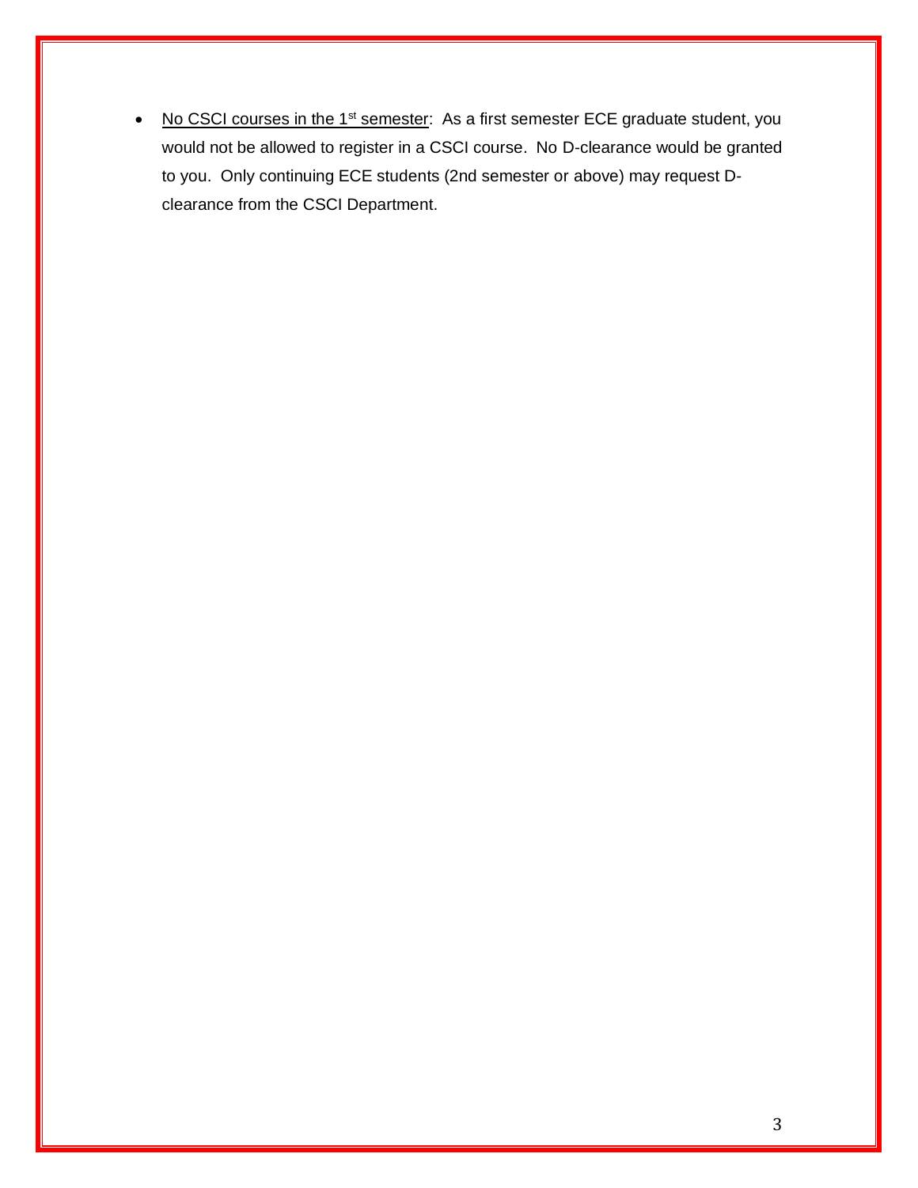- <u>No CSCI courses in the 1st semester</u>: As a first semester ECE graduate student, you would not be allowed to register in a CSCI course. No D-clearance would be granted to you. Only continuing ECE students (2nd semester or above) may request D-clearance from the CSCI Department.